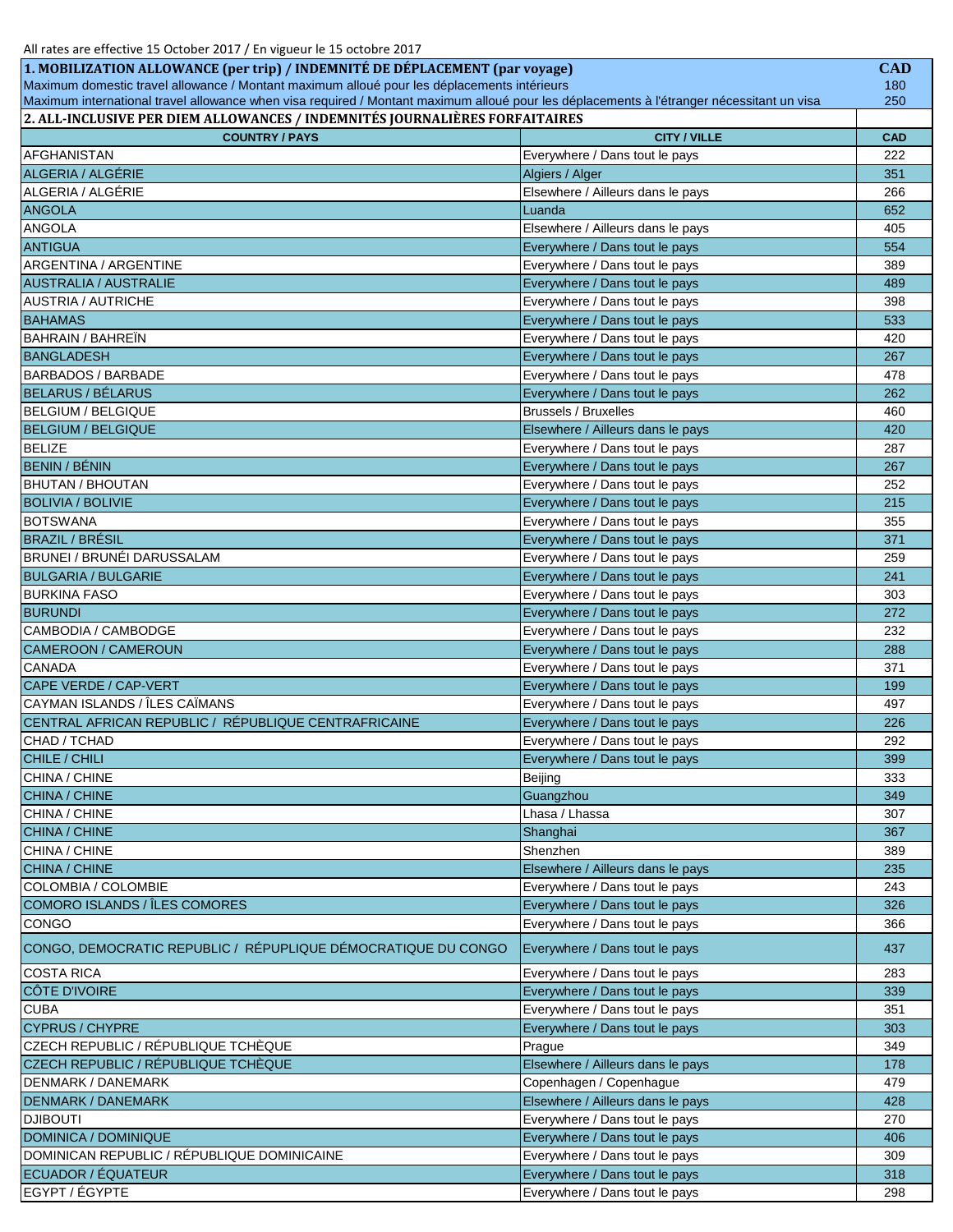All rates are effective 15 October 2017 / En vigueur le 15 octobre 2017

| **1. MOBILIZATION ALLOWANCE (per trip) / INDEMNITÉ DE DÉPLACEMENT (par voyage)** | **CAD** |
|---|---|
| Maximum domestic travel allowance / Montant maximum alloué pour les déplacements intérieurs | 180 |
| Maximum international travel allowance when visa required / Montant maximum alloué pour les déplacements à l'étranger nécessitant un visa | 250 |

**2. ALL-INCLUSIVE PER DIEM ALLOWANCES / INDEMNITÉS JOURNALIÈRES FORFAITAIRES**

| COUNTRY / PAYS | CITY / VILLE | CAD |
|---|---|---|
| AFGHANISTAN | Everywhere / Dans tout le pays | 222 |
| ALGERIA / ALGÉRIE | Algiers / Alger | 351 |
| ALGERIA / ALGÉRIE | Elsewhere / Ailleurs dans le pays | 266 |
| ANGOLA | Luanda | 652 |
| ANGOLA | Elsewhere / Ailleurs dans le pays | 405 |
| ANTIGUA | Everywhere / Dans tout le pays | 554 |
| ARGENTINA / ARGENTINE | Everywhere / Dans tout le pays | 389 |
| AUSTRALIA / AUSTRALIE | Everywhere / Dans tout le pays | 489 |
| AUSTRIA / AUTRICHE | Everywhere / Dans tout le pays | 398 |
| BAHAMAS | Everywhere / Dans tout le pays | 533 |
| BAHRAIN / BAHREÏN | Everywhere / Dans tout le pays | 420 |
| BANGLADESH | Everywhere / Dans tout le pays | 267 |
| BARBADOS / BARBADE | Everywhere / Dans tout le pays | 478 |
| BELARUS / BÉLARUS | Everywhere / Dans tout le pays | 262 |
| BELGIUM / BELGIQUE | Brussels / Bruxelles | 460 |
| BELGIUM / BELGIQUE | Elsewhere / Ailleurs dans le pays | 420 |
| BELIZE | Everywhere / Dans tout le pays | 287 |
| BENIN / BÉNIN | Everywhere / Dans tout le pays | 267 |
| BHUTAN / BHOUTAN | Everywhere / Dans tout le pays | 252 |
| BOLIVIA / BOLIVIE | Everywhere / Dans tout le pays | 215 |
| BOTSWANA | Everywhere / Dans tout le pays | 355 |
| BRAZIL / BRÉSIL | Everywhere / Dans tout le pays | 371 |
| BRUNEI / BRUNÉI DARUSSALAM | Everywhere / Dans tout le pays | 259 |
| BULGARIA / BULGARIE | Everywhere / Dans tout le pays | 241 |
| BURKINA FASO | Everywhere / Dans tout le pays | 303 |
| BURUNDI | Everywhere / Dans tout le pays | 272 |
| CAMBODIA / CAMBODGE | Everywhere / Dans tout le pays | 232 |
| CAMEROON / CAMEROUN | Everywhere / Dans tout le pays | 288 |
| CANADA | Everywhere / Dans tout le pays | 371 |
| CAPE VERDE / CAP-VERT | Everywhere / Dans tout le pays | 199 |
| CAYMAN ISLANDS / ÎLES CAÏMANS | Everywhere / Dans tout le pays | 497 |
| CENTRAL AFRICAN REPUBLIC / RÉPUBLIQUE CENTRAFRICAINE | Everywhere / Dans tout le pays | 226 |
| CHAD / TCHAD | Everywhere / Dans tout le pays | 292 |
| CHILE / CHILI | Everywhere / Dans tout le pays | 399 |
| CHINA / CHINE | Beijing | 333 |
| CHINA / CHINE | Guangzhou | 349 |
| CHINA / CHINE | Lhasa / Lhassa | 307 |
| CHINA / CHINE | Shanghai | 367 |
| CHINA / CHINE | Shenzhen | 389 |
| CHINA / CHINE | Elsewhere / Ailleurs dans le pays | 235 |
| COLOMBIA / COLOMBIE | Everywhere / Dans tout le pays | 243 |
| COMORO ISLANDS / ÎLES COMORES | Everywhere / Dans tout le pays | 326 |
| CONGO | Everywhere / Dans tout le pays | 366 |
| CONGO, DEMOCRATIC REPUBLIC / RÉPUPLIQUE DÉMOCRATIQUE DU CONGO | Everywhere / Dans tout le pays | 437 |
| COSTA RICA | Everywhere / Dans tout le pays | 283 |
| CÔTE D'IVOIRE | Everywhere / Dans tout le pays | 339 |
| CUBA | Everywhere / Dans tout le pays | 351 |
| CYPRUS / CHYPRE | Everywhere / Dans tout le pays | 303 |
| CZECH REPUBLIC / RÉPUBLIQUE TCHÈQUE | Prague | 349 |
| CZECH REPUBLIC / RÉPUBLIQUE TCHÈQUE | Elsewhere / Ailleurs dans le pays | 178 |
| DENMARK / DANEMARK | Copenhagen / Copenhague | 479 |
| DENMARK / DANEMARK | Elsewhere / Ailleurs dans le pays | 428 |
| DJIBOUTI | Everywhere / Dans tout le pays | 270 |
| DOMINICA / DOMINIQUE | Everywhere / Dans tout le pays | 406 |
| DOMINICAN REPUBLIC / RÉPUBLIQUE DOMINICAINE | Everywhere / Dans tout le pays | 309 |
| ECUADOR / ÉQUATEUR | Everywhere / Dans tout le pays | 318 |
| EGYPT / ÉGYPTE | Everywhere / Dans tout le pays | 298 |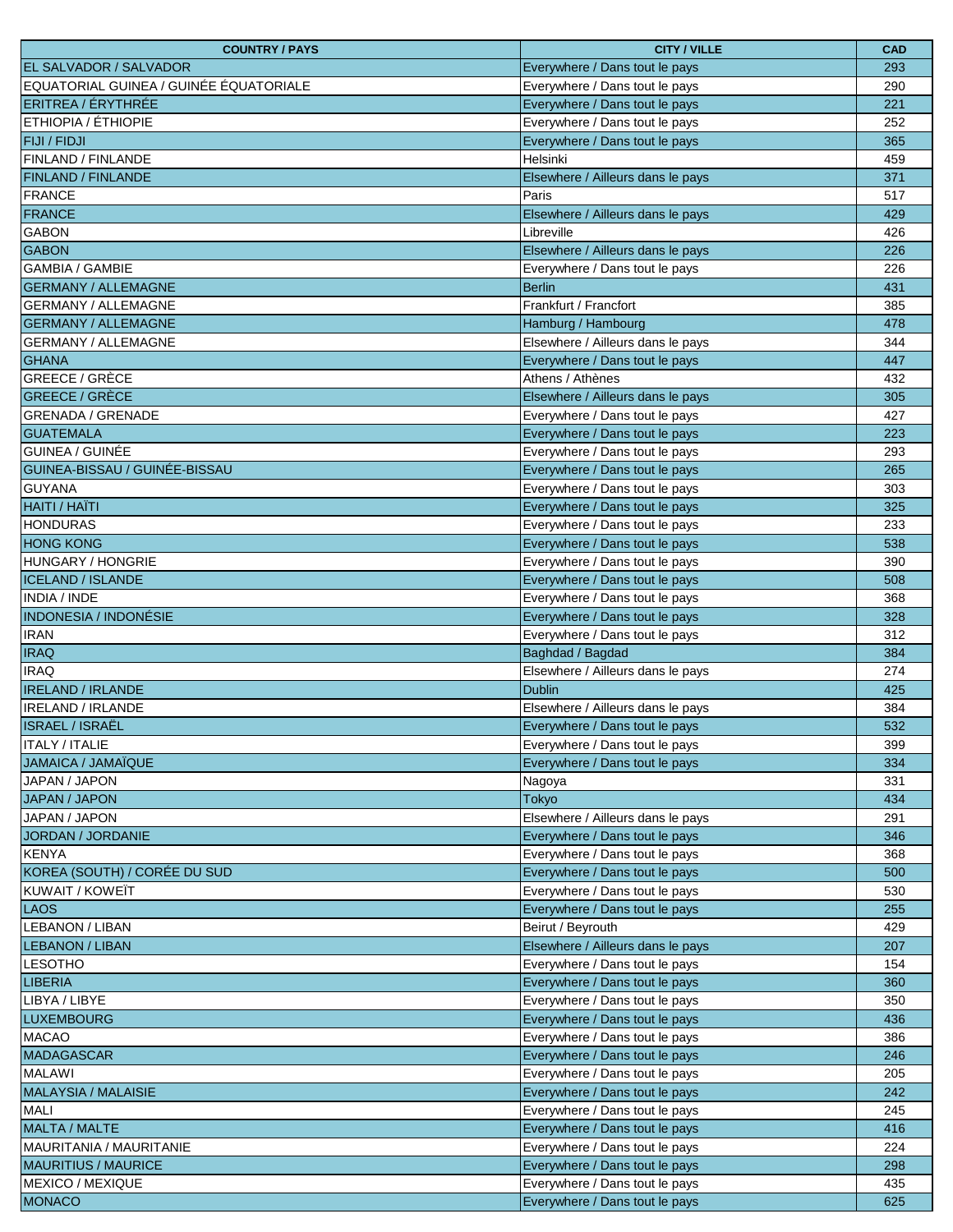| COUNTRY / PAYS | CITY / VILLE | CAD |
|---|---|---|
| EL SALVADOR / SALVADOR | Everywhere / Dans tout le pays | 293 |
| EQUATORIAL GUINEA / GUINÉE ÉQUATORIALE | Everywhere / Dans tout le pays | 290 |
| ERITREA / ÉRYTHRÉE | Everywhere / Dans tout le pays | 221 |
| ETHIOPIA / ÉTHIOPIE | Everywhere / Dans tout le pays | 252 |
| FIJI / FIDJI | Everywhere / Dans tout le pays | 365 |
| FINLAND / FINLANDE | Helsinki | 459 |
| FINLAND / FINLANDE | Elsewhere / Ailleurs dans le pays | 371 |
| FRANCE | Paris | 517 |
| FRANCE | Elsewhere / Ailleurs dans le pays | 429 |
| GABON | Libreville | 426 |
| GABON | Elsewhere / Ailleurs dans le pays | 226 |
| GAMBIA / GAMBIE | Everywhere / Dans tout le pays | 226 |
| GERMANY / ALLEMAGNE | Berlin | 431 |
| GERMANY / ALLEMAGNE | Frankfurt / Francfort | 385 |
| GERMANY / ALLEMAGNE | Hamburg / Hambourg | 478 |
| GERMANY / ALLEMAGNE | Elsewhere / Ailleurs dans le pays | 344 |
| GHANA | Everywhere / Dans tout le pays | 447 |
| GREECE / GRÈCE | Athens / Athènes | 432 |
| GREECE / GRÈCE | Elsewhere / Ailleurs dans le pays | 305 |
| GRENADA / GRENADE | Everywhere / Dans tout le pays | 427 |
| GUATEMALA | Everywhere / Dans tout le pays | 223 |
| GUINEA / GUINÉE | Everywhere / Dans tout le pays | 293 |
| GUINEA-BISSAU / GUINÉE-BISSAU | Everywhere / Dans tout le pays | 265 |
| GUYANA | Everywhere / Dans tout le pays | 303 |
| HAITI / HAÏTI | Everywhere / Dans tout le pays | 325 |
| HONDURAS | Everywhere / Dans tout le pays | 233 |
| HONG KONG | Everywhere / Dans tout le pays | 538 |
| HUNGARY / HONGRIE | Everywhere / Dans tout le pays | 390 |
| ICELAND / ISLANDE | Everywhere / Dans tout le pays | 508 |
| INDIA / INDE | Everywhere / Dans tout le pays | 368 |
| INDONESIA / INDONÉSIE | Everywhere / Dans tout le pays | 328 |
| IRAN | Everywhere / Dans tout le pays | 312 |
| IRAQ | Baghdad / Bagdad | 384 |
| IRAQ | Elsewhere / Ailleurs dans le pays | 274 |
| IRELAND / IRLANDE | Dublin | 425 |
| IRELAND / IRLANDE | Elsewhere / Ailleurs dans le pays | 384 |
| ISRAEL / ISRAËL | Everywhere / Dans tout le pays | 532 |
| ITALY / ITALIE | Everywhere / Dans tout le pays | 399 |
| JAMAICA / JAMAÏQUE | Everywhere / Dans tout le pays | 334 |
| JAPAN / JAPON | Nagoya | 331 |
| JAPAN / JAPON | Tokyo | 434 |
| JAPAN / JAPON | Elsewhere / Ailleurs dans le pays | 291 |
| JORDAN / JORDANIE | Everywhere / Dans tout le pays | 346 |
| KENYA | Everywhere / Dans tout le pays | 368 |
| KOREA (SOUTH) / CORÉE DU SUD | Everywhere / Dans tout le pays | 500 |
| KUWAIT / KOWEÏT | Everywhere / Dans tout le pays | 530 |
| LAOS | Everywhere / Dans tout le pays | 255 |
| LEBANON / LIBAN | Beirut / Beyrouth | 429 |
| LEBANON / LIBAN | Elsewhere / Ailleurs dans le pays | 207 |
| LESOTHO | Everywhere / Dans tout le pays | 154 |
| LIBERIA | Everywhere / Dans tout le pays | 360 |
| LIBYA / LIBYE | Everywhere / Dans tout le pays | 350 |
| LUXEMBOURG | Everywhere / Dans tout le pays | 436 |
| MACAO | Everywhere / Dans tout le pays | 386 |
| MADAGASCAR | Everywhere / Dans tout le pays | 246 |
| MALAWI | Everywhere / Dans tout le pays | 205 |
| MALAYSIA / MALAISIE | Everywhere / Dans tout le pays | 242 |
| MALI | Everywhere / Dans tout le pays | 245 |
| MALTA / MALTE | Everywhere / Dans tout le pays | 416 |
| MAURITANIA / MAURITANIE | Everywhere / Dans tout le pays | 224 |
| MAURITIUS / MAURICE | Everywhere / Dans tout le pays | 298 |
| MEXICO / MEXIQUE | Everywhere / Dans tout le pays | 435 |
| MONACO | Everywhere / Dans tout le pays | 625 |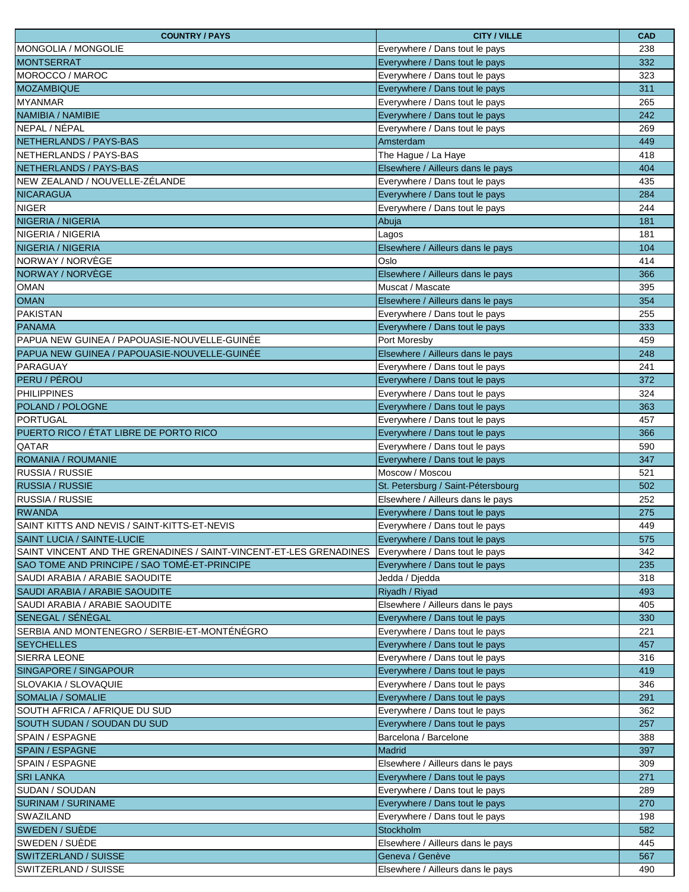| COUNTRY / PAYS | CITY / VILLE | CAD |
|---|---|---|
| MONGOLIA / MONGOLIE | Everywhere / Dans tout le pays | 238 |
| MONTSERRAT | Everywhere / Dans tout le pays | 332 |
| MOROCCO / MAROC | Everywhere / Dans tout le pays | 323 |
| MOZAMBIQUE | Everywhere / Dans tout le pays | 311 |
| MYANMAR | Everywhere / Dans tout le pays | 265 |
| NAMIBIA / NAMIBIE | Everywhere / Dans tout le pays | 242 |
| NEPAL / NÉPAL | Everywhere / Dans tout le pays | 269 |
| NETHERLANDS / PAYS-BAS | Amsterdam | 449 |
| NETHERLANDS / PAYS-BAS | The Hague / La Haye | 418 |
| NETHERLANDS / PAYS-BAS | Elsewhere / Ailleurs dans le pays | 404 |
| NEW ZEALAND / NOUVELLE-ZÉLANDE | Everywhere / Dans tout le pays | 435 |
| NICARAGUA | Everywhere / Dans tout le pays | 284 |
| NIGER | Everywhere / Dans tout le pays | 244 |
| NIGERIA / NIGERIA | Abuja | 181 |
| NIGERIA / NIGERIA | Lagos | 181 |
| NIGERIA / NIGERIA | Elsewhere / Ailleurs dans le pays | 104 |
| NORWAY / NORVÈGE | Oslo | 414 |
| NORWAY / NORVÈGE | Elsewhere / Ailleurs dans le pays | 366 |
| OMAN | Muscat / Mascate | 395 |
| OMAN | Elsewhere / Ailleurs dans le pays | 354 |
| PAKISTAN | Everywhere / Dans tout le pays | 255 |
| PANAMA | Everywhere / Dans tout le pays | 333 |
| PAPUA NEW GUINEA / PAPOUASIE-NOUVELLE-GUINÉE | Port Moresby | 459 |
| PAPUA NEW GUINEA / PAPOUASIE-NOUVELLE-GUINÉE | Elsewhere / Ailleurs dans le pays | 248 |
| PARAGUAY | Everywhere / Dans tout le pays | 241 |
| PERU / PÉROU | Everywhere / Dans tout le pays | 372 |
| PHILIPPINES | Everywhere / Dans tout le pays | 324 |
| POLAND / POLOGNE | Everywhere / Dans tout le pays | 363 |
| PORTUGAL | Everywhere / Dans tout le pays | 457 |
| PUERTO RICO / ÉTAT LIBRE DE PORTO RICO | Everywhere / Dans tout le pays | 366 |
| QATAR | Everywhere / Dans tout le pays | 590 |
| ROMANIA / ROUMANIE | Everywhere / Dans tout le pays | 347 |
| RUSSIA / RUSSIE | Moscow / Moscou | 521 |
| RUSSIA / RUSSIE | St. Petersburg / Saint-Pétersbourg | 502 |
| RUSSIA / RUSSIE | Elsewhere / Ailleurs dans le pays | 252 |
| RWANDA | Everywhere / Dans tout le pays | 275 |
| SAINT KITTS AND NEVIS / SAINT-KITTS-ET-NEVIS | Everywhere / Dans tout le pays | 449 |
| SAINT LUCIA / SAINTE-LUCIE | Everywhere / Dans tout le pays | 575 |
| SAINT VINCENT AND THE GRENADINES / SAINT-VINCENT-ET-LES GRENADINES | Everywhere / Dans tout le pays | 342 |
| SAO TOME AND PRINCIPE / SAO TOMÉ-ET-PRINCIPE | Everywhere / Dans tout le pays | 235 |
| SAUDI ARABIA / ARABIE SAOUDITE | Jedda / Djedda | 318 |
| SAUDI ARABIA / ARABIE SAOUDITE | Riyadh / Riyad | 493 |
| SAUDI ARABIA / ARABIE SAOUDITE | Elsewhere / Ailleurs dans le pays | 405 |
| SENEGAL / SÉNÉGAL | Everywhere / Dans tout le pays | 330 |
| SERBIA AND MONTENEGRO / SERBIE-ET-MONTÉNÉGRO | Everywhere / Dans tout le pays | 221 |
| SEYCHELLES | Everywhere / Dans tout le pays | 457 |
| SIERRA LEONE | Everywhere / Dans tout le pays | 316 |
| SINGAPORE / SINGAPOUR | Everywhere / Dans tout le pays | 419 |
| SLOVAKIA / SLOVAQUIE | Everywhere / Dans tout le pays | 346 |
| SOMALIA / SOMALIE | Everywhere / Dans tout le pays | 291 |
| SOUTH AFRICA / AFRIQUE DU SUD | Everywhere / Dans tout le pays | 362 |
| SOUTH SUDAN / SOUDAN DU SUD | Everywhere / Dans tout le pays | 257 |
| SPAIN / ESPAGNE | Barcelona / Barcelone | 388 |
| SPAIN / ESPAGNE | Madrid | 397 |
| SPAIN / ESPAGNE | Elsewhere / Ailleurs dans le pays | 309 |
| SRI LANKA | Everywhere / Dans tout le pays | 271 |
| SUDAN / SOUDAN | Everywhere / Dans tout le pays | 289 |
| SURINAM / SURINAME | Everywhere / Dans tout le pays | 270 |
| SWAZILAND | Everywhere / Dans tout le pays | 198 |
| SWEDEN / SUÈDE | Stockholm | 582 |
| SWEDEN / SUÈDE | Elsewhere / Ailleurs dans le pays | 445 |
| SWITZERLAND / SUISSE | Geneva / Genève | 567 |
| SWITZERLAND / SUISSE | Elsewhere / Ailleurs dans le pays | 490 |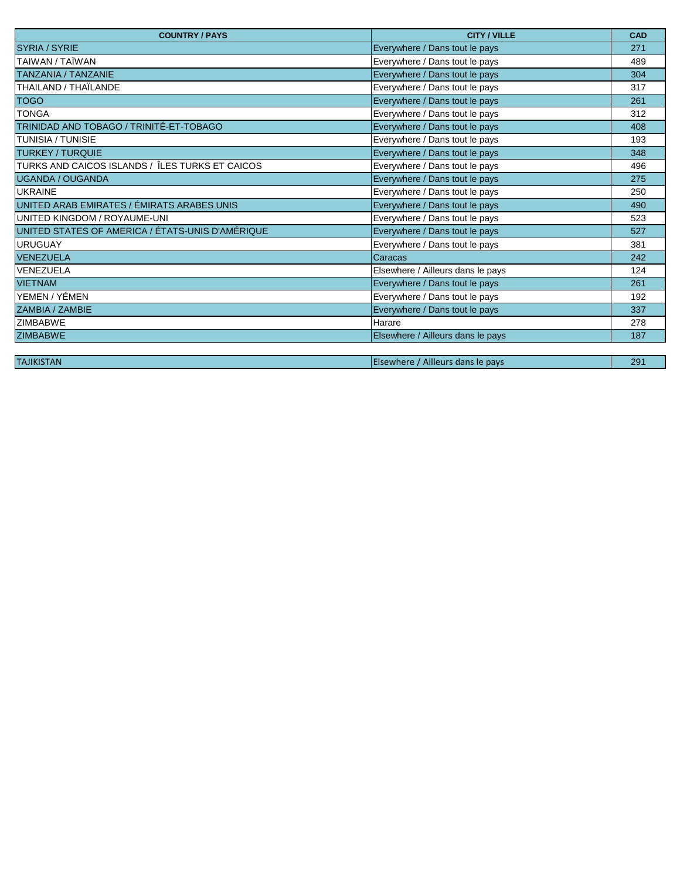| COUNTRY / PAYS | CITY / VILLE | CAD |
|---|---|---|
| SYRIA / SYRIE | Everywhere / Dans tout le pays | 271 |
| TAIWAN / TAÏWAN | Everywhere / Dans tout le pays | 489 |
| TANZANIA / TANZANIE | Everywhere / Dans tout le pays | 304 |
| THAILAND / THAÏLANDE | Everywhere / Dans tout le pays | 317 |
| TOGO | Everywhere / Dans tout le pays | 261 |
| TONGA | Everywhere / Dans tout le pays | 312 |
| TRINIDAD AND TOBAGO / TRINITÉ-ET-TOBAGO | Everywhere / Dans tout le pays | 408 |
| TUNISIA / TUNISIE | Everywhere / Dans tout le pays | 193 |
| TURKEY / TURQUIE | Everywhere / Dans tout le pays | 348 |
| TURKS AND CAICOS ISLANDS / ÎLES TURKS ET CAICOS | Everywhere / Dans tout le pays | 496 |
| UGANDA / OUGANDA | Everywhere / Dans tout le pays | 275 |
| UKRAINE | Everywhere / Dans tout le pays | 250 |
| UNITED ARAB EMIRATES / ÉMIRATS ARABES UNIS | Everywhere / Dans tout le pays | 490 |
| UNITED KINGDOM / ROYAUME-UNI | Everywhere / Dans tout le pays | 523 |
| UNITED STATES OF AMERICA / ÉTATS-UNIS D'AMÉRIQUE | Everywhere / Dans tout le pays | 527 |
| URUGUAY | Everywhere / Dans tout le pays | 381 |
| VENEZUELA | Caracas | 242 |
| VENEZUELA | Elsewhere / Ailleurs dans le pays | 124 |
| VIETNAM | Everywhere / Dans tout le pays | 261 |
| YEMEN / YÉMEN | Everywhere / Dans tout le pays | 192 |
| ZAMBIA / ZAMBIE | Everywhere / Dans tout le pays | 337 |
| ZIMBABWE | Harare | 278 |
| ZIMBABWE | Elsewhere / Ailleurs dans le pays | 187 |
| TAJIKISTAN | Elsewhere / Ailleurs dans le pays | 291 |